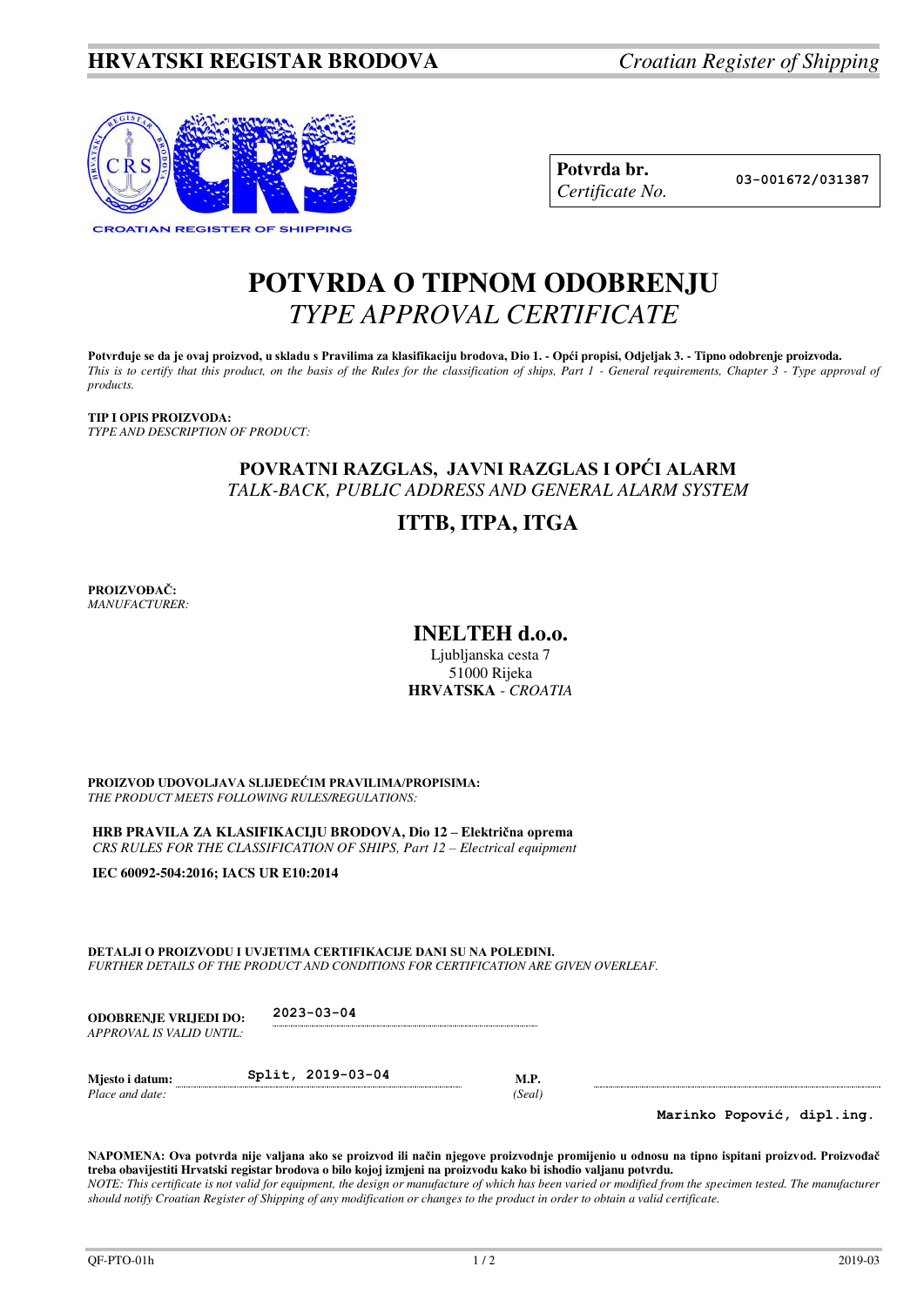**HRVATSKI REGISTAR BRODOVA** *Croatian Register of Shipping*

| **Potvrda br.** *Certificate No.* | 03-001672/031387 |
|---|---|

# POTVRDA O TIPNOM ODOBRENJU
# *TYPE APPROVAL CERTIFICATE*

**Potvrđuje se da je ovaj proizvod, u skladu s Pravilima za klasifikaciju brodova, Dio 1. - Opći propisi, Odjeljak 3. - Tipno odobrenje proizvoda.**
*This is to certify that this product, on the basis of the Rules for the classification of ships, Part 1 - General requirements, Chapter 3 - Type approval of products.*

**TIP I OPIS PROIZVODA:**
*TYPE AND DESCRIPTION OF PRODUCT:*

## POVRATNI RAZGLAS, JAVNI RAZGLAS I OPĆI ALARM
*TALK-BACK, PUBLIC ADDRESS AND GENERAL ALARM SYSTEM*

## ITTB, ITPA, ITGA

**PROIZVOĐAČ:**
*MANUFACTURER:*

## INELTEH d.o.o.
Ljubljanska cesta 7
51000 Rijeka
**HRVATSKA** - *CROATIA*

**PROIZVOD UDOVOLJAVA SLIJEDEĆIM PRAVILIMA/PROPISIMA:**
*THE PRODUCT MEETS FOLLOWING RULES/REGULATIONS:*

**HRB PRAVILA ZA KLASIFIKACIJU BRODOVA, Dio 12 – Električna oprema**
*CRS RULES FOR THE CLASSIFICATION OF SHIPS, Part 12 – Electrical equipment*

**IEC 60092-504:2016; IACS UR E10:2014**

**DETALJI O PROIZVODU I UVJETIMA CERTIFIKACIJE DANI SU NA POLEĐINI.**
*FURTHER DETAILS OF THE PRODUCT AND CONDITIONS FOR CERTIFICATION ARE GIVEN OVERLEAF.*

**ODOBRENJE VRIJEDI DO:** 2023-03-04
*APPROVAL IS VALID UNTIL:*

**Mjesto i datum:** Split, 2019-03-04 **M.P.**
*Place and date:* *(Seal)*

Marinko Popović, dipl.ing.

**NAPOMENA: Ova potvrda nije valjana ako se proizvod ili način njegove proizvodnje promijenio u odnosu na tipno ispitani proizvod. Proizvođač treba obavijestiti Hrvatski registar brodova o bilo kojoj izmjeni na proizvodu kako bi ishodio valjanu potvrdu.**
*NOTE: This certificate is not valid for equipment, the design or manufacture of which has been varied or modified from the specimen tested. The manufacturer should notify Croatian Register of Shipping of any modification or changes to the product in order to obtain a valid certificate.*

QF-PTO-01h 2019-03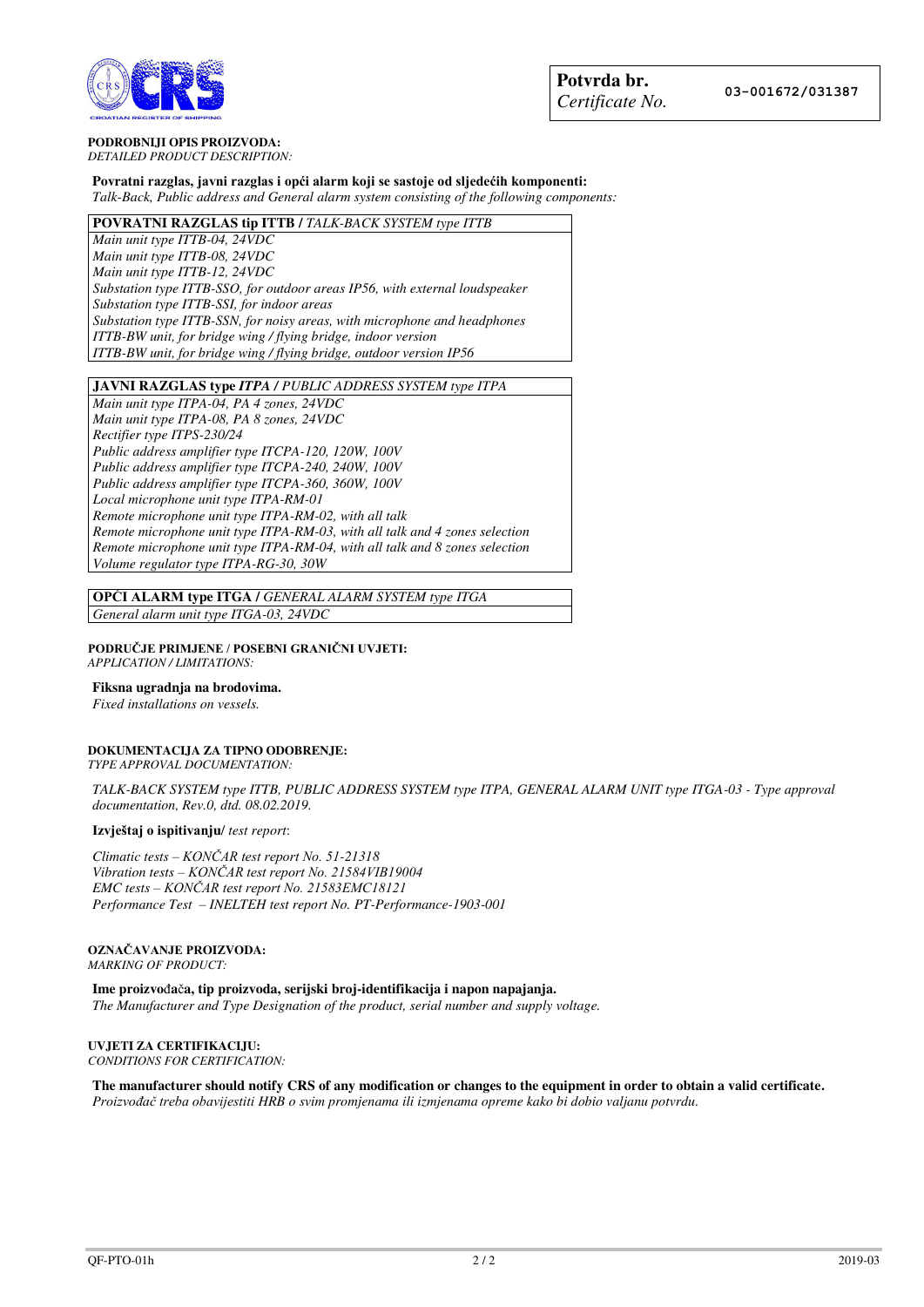**Potvrda br.** 
*Certificate No.* 03-001672/031387

**PODROBNIJI OPIS PROIZVODA:**
*DETAILED PRODUCT DESCRIPTION:*

**Povratni razglas, javni razglas i opći alarm koji se sastoje od sljedećih komponenti:**
*Talk-Back, Public address and General alarm system consisting of the following components:*

| **POVRATNI RAZGLAS tip ITTB /** *TALK-BACK SYSTEM type ITTB* |
|---|
| *Main unit type ITTB-04, 24VDC* |
| *Main unit type ITTB-08, 24VDC* |
| *Main unit type ITTB-12, 24VDC* |
| *Substation type ITTB-SSO, for outdoor areas IP56, with external loudspeaker* |
| *Substation type ITTB-SSI, for indoor areas* |
| *Substation type ITTB-SSN, for noisy areas, with microphone and headphones* |
| *ITTB-BW unit, for bridge wing / flying bridge, indoor version* |
| *ITTB-BW unit, for bridge wing / flying bridge, outdoor version IP56* |

| **JAVNI RAZGLAS type** ***ITPA*** **/** *PUBLIC ADDRESS SYSTEM type ITPA* |
|---|
| *Main unit type ITPA-04, PA 4 zones, 24VDC* |
| *Main unit type ITPA-08, PA 8 zones, 24VDC* |
| *Rectifier type ITPS-230/24* |
| *Public address amplifier type ITCPA-120, 120W, 100V* |
| *Public address amplifier type ITCPA-240, 240W, 100V* |
| *Public address amplifier type ITCPA-360, 360W, 100V* |
| *Local microphone unit type ITPA-RM-01* |
| *Remote microphone unit type ITPA-RM-02, with all talk* |
| *Remote microphone unit type ITPA-RM-03, with all talk and 4 zones selection* |
| *Remote microphone unit type ITPA-RM-04, with all talk and 8 zones selection* |
| *Volume regulator type ITPA-RG-30, 30W* |

| **OPĆI ALARM type ITGA /** *GENERAL ALARM SYSTEM type ITGA* |
|---|
| *General alarm unit type ITGA-03, 24VDC* |

**PODRUČJE PRIMJENE / POSEBNI GRANIČNI UVJETI:**
*APPLICATION / LIMITATIONS:*

**Fiksna ugradnja na brodovima.**
*Fixed installations on vessels.*

**DOKUMENTACIJA ZA TIPNO ODOBRENJE:**
*TYPE APPROVAL DOCUMENTATION:*

*TALK-BACK SYSTEM type ITTB, PUBLIC ADDRESS SYSTEM type ITPA, GENERAL ALARM UNIT type ITGA-03 - Type approval documentation, Rev.0, dtd. 08.02.2019.*

**Izvještaj o ispitivanju/** *test report*:

*Climatic tests – KONČAR test report No. 51-21318*
*Vibration tests – KONČAR test report No. 21584VIB19004*
*EMC tests – KONČAR test report No. 21583EMC18121*
*Performance Test – INELTEH test report No. PT-Performance-1903-001*

**OZNAČAVANJE PROIZVODA:**
*MARKING OF PRODUCT:*

**Ime proizvođača, tip proizvoda, serijski broj-identifikacija i napon napajanja.**
*The Manufacturer and Type Designation of the product, serial number and supply voltage.*

**UVJETI ZA CERTIFIKACIJU:**
*CONDITIONS FOR CERTIFICATION:*

**The manufacturer should notify CRS of any modification or changes to the equipment in order to obtain a valid certificate.**
*Proizvođač treba obavijestiti HRB o svim promjenama ili izmjenama opreme kako bi dobio valjanu potvrdu.*

QF-PTO-01h 2019-03